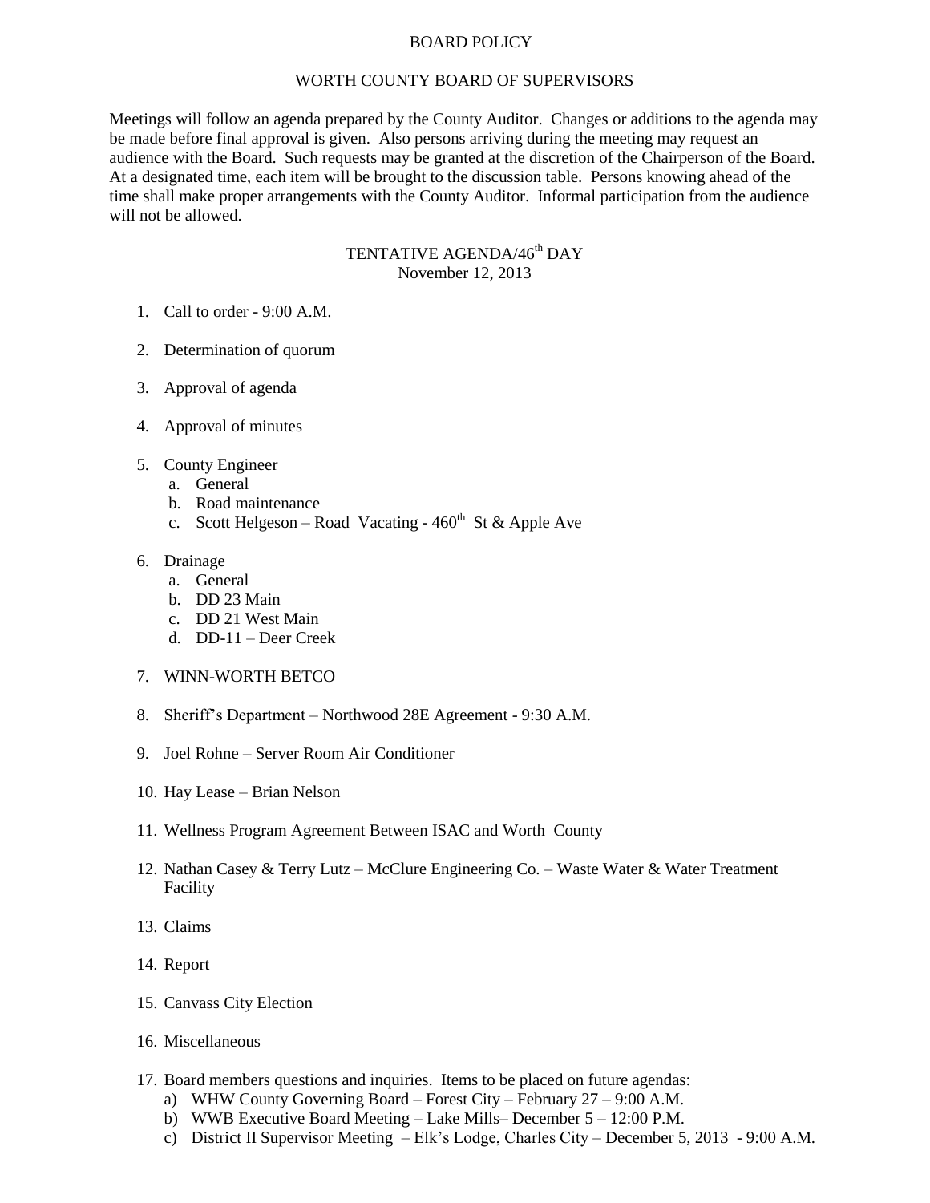# BOARD POLICY

## WORTH COUNTY BOARD OF SUPERVISORS

Meetings will follow an agenda prepared by the County Auditor. Changes or additions to the agenda may be made before final approval is given. Also persons arriving during the meeting may request an audience with the Board. Such requests may be granted at the discretion of the Chairperson of the Board. At a designated time, each item will be brought to the discussion table. Persons knowing ahead of the time shall make proper arrangements with the County Auditor. Informal participation from the audience will not be allowed.

## TENTATIVE AGENDA/46th DAY
November 12, 2013

1. Call to order - 9:00 A.M.

2. Determination of quorum

3. Approval of agenda

4. Approval of minutes

5. County Engineer
   a. General
   b. Road maintenance
   c. Scott Helgeson – Road Vacating - 460th St & Apple Ave

6. Drainage
   a. General
   b. DD 23 Main
   c. DD 21 West Main
   d. DD-11 – Deer Creek

7. WINN-WORTH BETCO

8. Sheriff's Department – Northwood 28E Agreement - 9:30 A.M.

9. Joel Rohne – Server Room Air Conditioner

10. Hay Lease – Brian Nelson

11. Wellness Program Agreement Between ISAC and Worth County

12. Nathan Casey & Terry Lutz – McClure Engineering Co. – Waste Water & Water Treatment Facility

13. Claims

14. Report

15. Canvass City Election

16. Miscellaneous

17. Board members questions and inquiries. Items to be placed on future agendas:
    a) WHW County Governing Board – Forest City – February 27 – 9:00 A.M.
    b) WWB Executive Board Meeting – Lake Mills– December 5 – 12:00 P.M.
    c) District II Supervisor Meeting – Elk's Lodge, Charles City – December 5, 2013 - 9:00 A.M.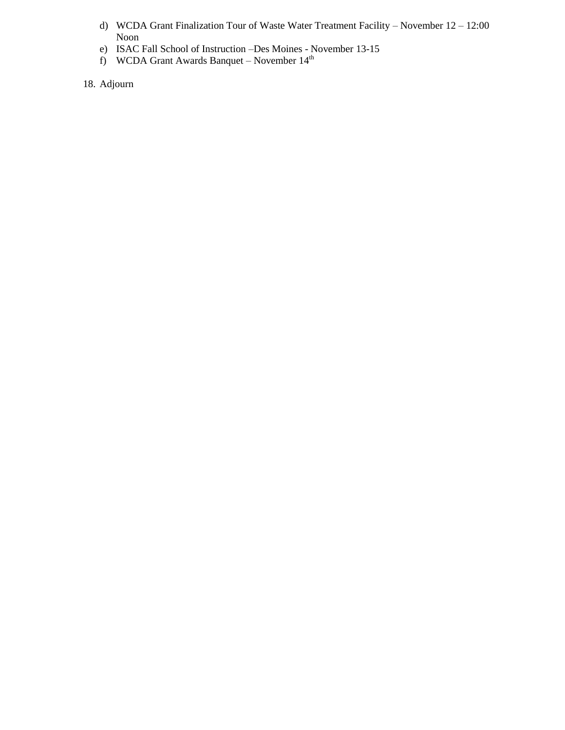d) WCDA Grant Finalization Tour of Waste Water Treatment Facility – November 12 – 12:00 Noon
e) ISAC Fall School of Instruction –Des Moines - November 13-15
f) WCDA Grant Awards Banquet – November 14$^{th}$

18. Adjourn